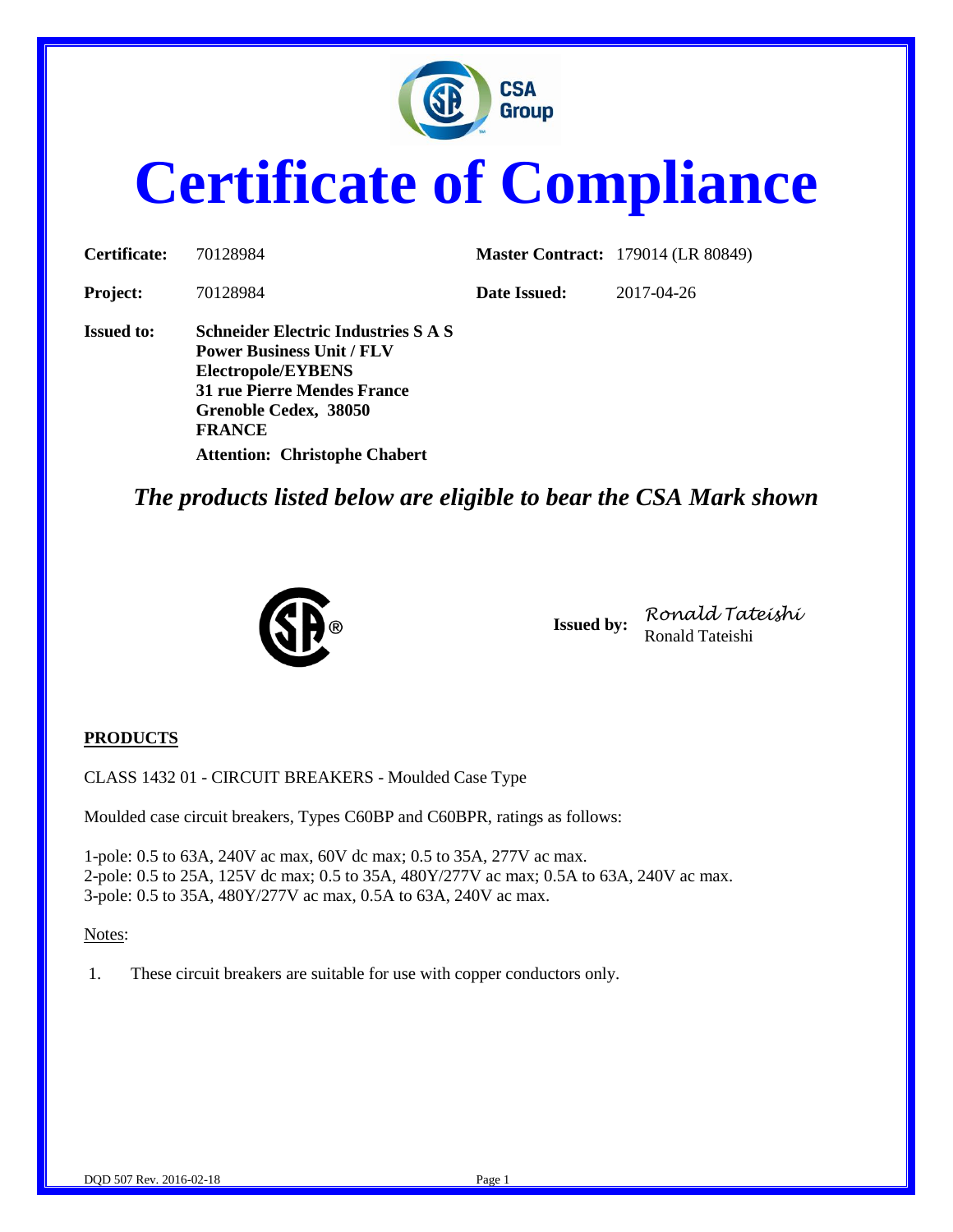# Certificate of Compliance

| | | | |
|---|---|---|---|
| **Certificate:** | 70128984 | **Master Contract:** | 179014 (LR 80849) |
| **Project:** | 70128984 | **Date Issued:** | 2017-04-26 |

**Issued to:** **Schneider Electric Industries S A S**
**Power Business Unit / FLV**
**Electropole/EYBENS**
**31 rue Pierre Mendes France**
**Grenoble Cedex, 38050**
**FRANCE**
**Attention: Christophe Chabert**

***The products listed below are eligible to bear the CSA Mark shown***

**Issued by:** *Ronald Tateishi*
Ronald Tateishi

## PRODUCTS

CLASS 1432 01 - CIRCUIT BREAKERS - Moulded Case Type

Moulded case circuit breakers, Types C60BP and C60BPR, ratings as follows:

1-pole: 0.5 to 63A, 240V ac max, 60V dc max; 0.5 to 35A, 277V ac max.
2-pole: 0.5 to 25A, 125V dc max; 0.5 to 35A, 480Y/277V ac max; 0.5A to 63A, 240V ac max.
3-pole: 0.5 to 35A, 480Y/277V ac max, 0.5A to 63A, 240V ac max.

Notes:

1. These circuit breakers are suitable for use with copper conductors only.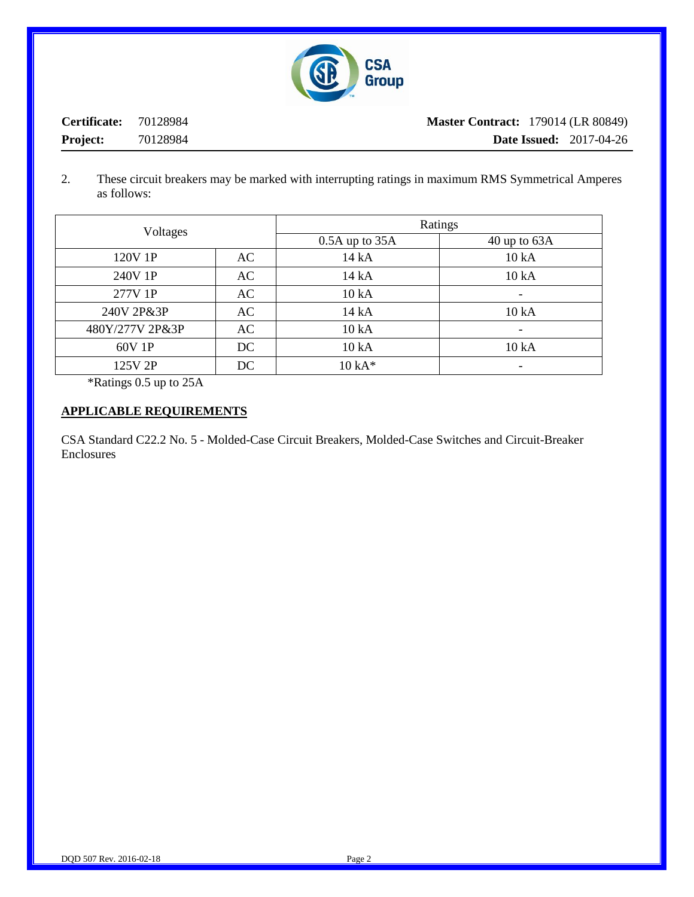**Certificate:** 70128984 **Master Contract:** 179014 (LR 80849)
**Project:** 70128984 **Date Issued:** 2017-04-26

2. These circuit breakers may be marked with interrupting ratings in maximum RMS Symmetrical Amperes as follows:

| Voltages | | Ratings | |
|---|---|---|---|
| | | 0.5A up to 35A | 40 up to 63A |
| 120V 1P | AC | 14 kA | 10 kA |
| 240V 1P | AC | 14 kA | 10 kA |
| 277V 1P | AC | 10 kA | - |
| 240V 2P&3P | AC | 14 kA | 10 kA |
| 480Y/277V 2P&3P | AC | 10 kA | - |
| 60V 1P | DC | 10 kA | 10 kA |
| 125V 2P | DC | 10 kA* | - |

*Ratings 0.5 up to 25A

## APPLICABLE REQUIREMENTS

CSA Standard C22.2 No. 5 - Molded-Case Circuit Breakers, Molded-Case Switches and Circuit-Breaker Enclosures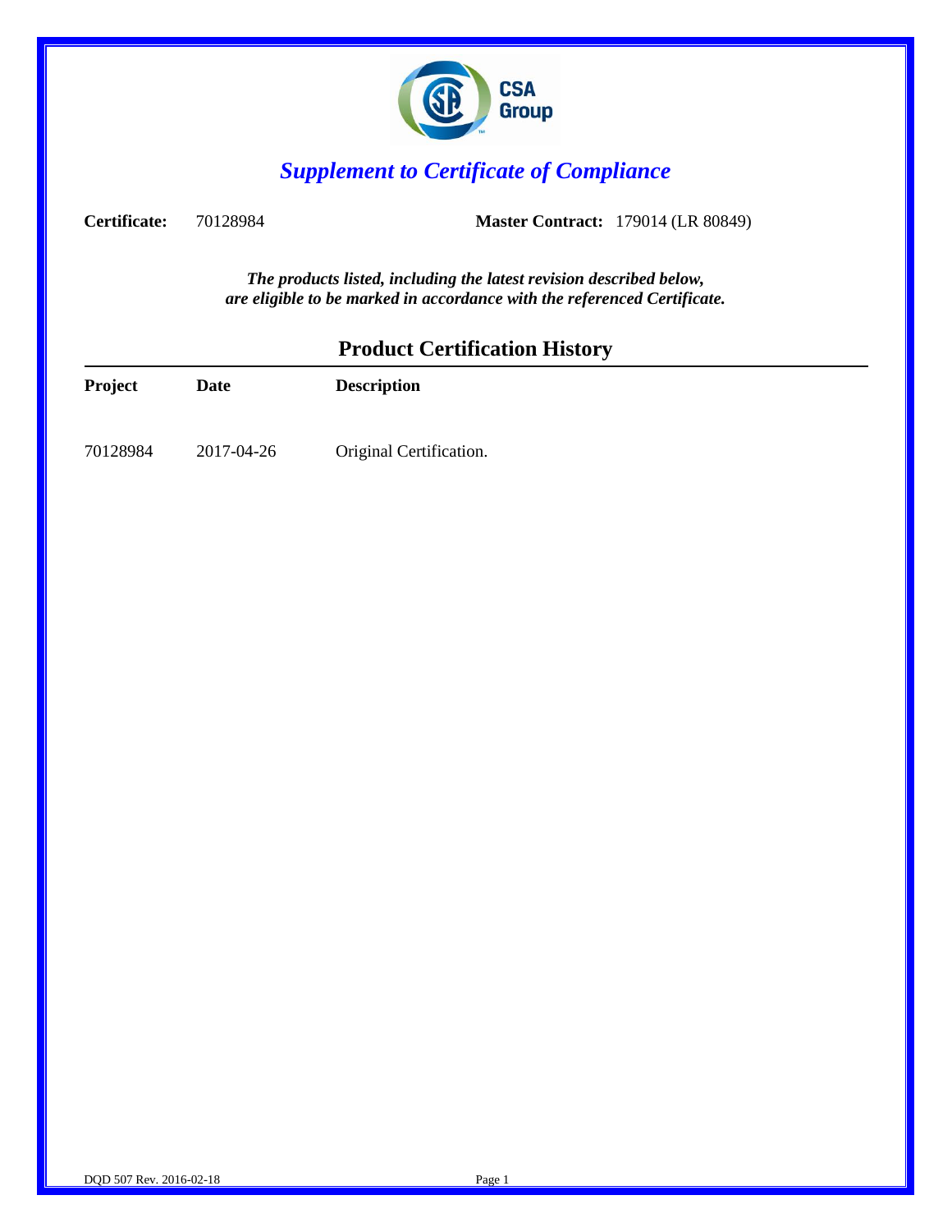# *Supplement to Certificate of Compliance*

**Certificate:** 70128984 **Master Contract:** 179014 (LR 80849)

***The products listed, including the latest revision described below, are eligible to be marked in accordance with the referenced Certificate.***

## Product Certification History

| Project | Date | Description |
|---|---|---|
| 70128984 | 2017-04-26 | Original Certification. |

DQD 507 Rev. 2016-02-18